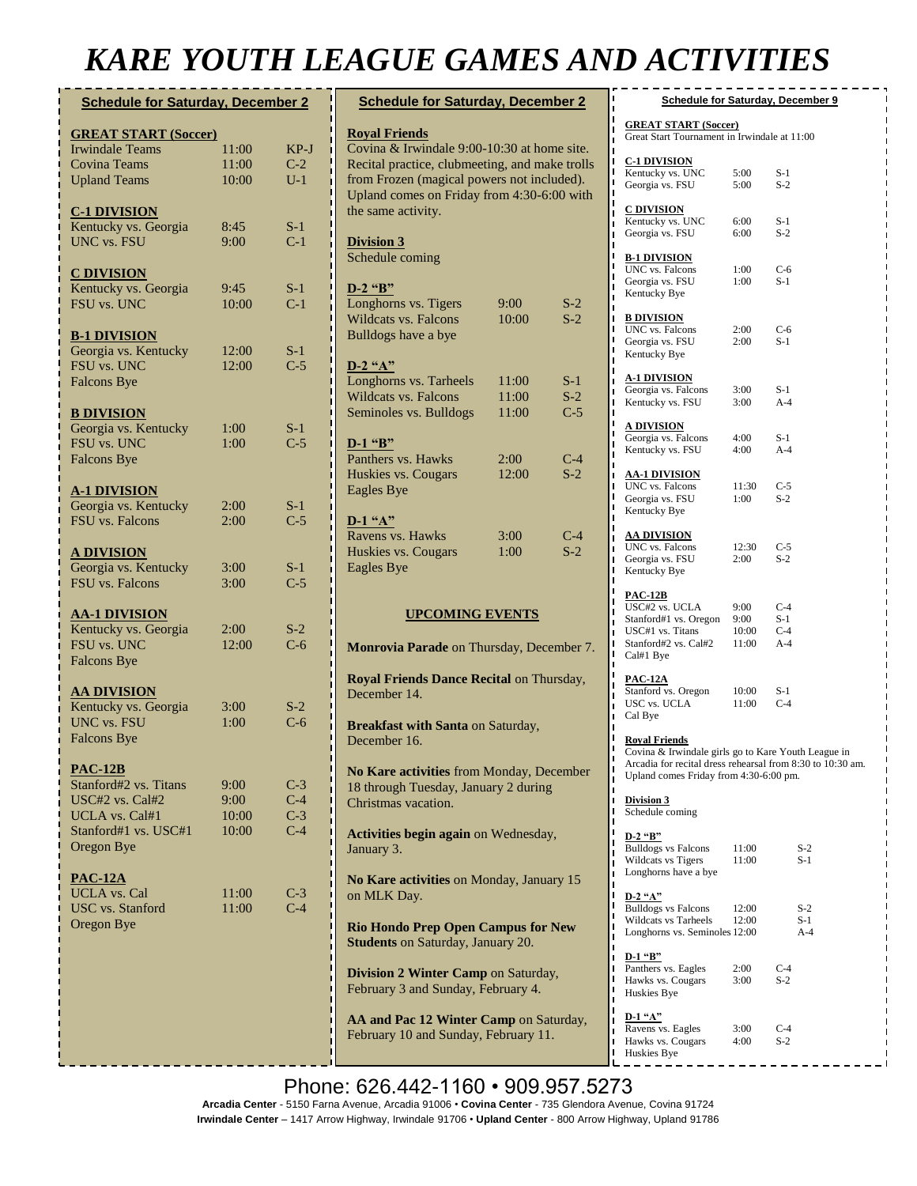# KARE YOUTH LEAGUE GAMES AND ACTIVITIES

## Schedule for Saturday, December 2

**GREAT START (Soccer)**

| | | |
|---|---|---|
| Irwindale Teams | 11:00 | KP-J |
| Covina Teams | 11:00 | C-2 |
| Upland Teams | 10:00 | U-1 |

**C-1 DIVISION**

| | | |
|---|---|---|
| Kentucky vs. Georgia | 8:45 | S-1 |
| UNC vs. FSU | 9:00 | C-1 |

**C DIVISION**

| | | |
|---|---|---|
| Kentucky vs. Georgia | 9:45 | S-1 |
| FSU vs. UNC | 10:00 | C-1 |

**B-1 DIVISION**

| | | |
|---|---|---|
| Georgia vs. Kentucky | 12:00 | S-1 |
| FSU vs. UNC | 12:00 | C-5 |
| Falcons Bye | | |

**B DIVISION**

| | | |
|---|---|---|
| Georgia vs. Kentucky | 1:00 | S-1 |
| FSU vs. UNC | 1:00 | C-5 |
| Falcons Bye | | |

**A-1 DIVISION**

| | | |
|---|---|---|
| Georgia vs. Kentucky | 2:00 | S-1 |
| FSU vs. Falcons | 2:00 | C-5 |

**A DIVISION**

| | | |
|---|---|---|
| Georgia vs. Kentucky | 3:00 | S-1 |
| FSU vs. Falcons | 3:00 | C-5 |

**AA-1 DIVISION**

| | | |
|---|---|---|
| Kentucky vs. Georgia | 2:00 | S-2 |
| FSU vs. UNC | 12:00 | C-6 |
| Falcons Bye | | |

**AA DIVISION**

| | | |
|---|---|---|
| Kentucky vs. Georgia | 3:00 | S-2 |
| UNC vs. FSU | 1:00 | C-6 |
| Falcons Bye | | |

**PAC-12B**

| | | |
|---|---|---|
| Stanford#2 vs. Titans | 9:00 | C-3 |
| USC#2 vs. Cal#2 | 9:00 | C-4 |
| UCLA vs. Cal#1 | 10:00 | C-3 |
| Stanford#1 vs. USC#1 | 10:00 | C-4 |
| Oregon Bye | | |

**PAC-12A**

| | | |
|---|---|---|
| UCLA vs. Cal | 11:00 | C-3 |
| USC vs. Stanford | 11:00 | C-4 |
| Oregon Bye | | |

## Schedule for Saturday, December 2

**Royal Friends**

Covina & Irwindale 9:00-10:30 at home site. Recital practice, clubmeeting, and make trolls from Frozen (magical powers not included). Upland comes on Friday from 4:30-6:00 with the same activity.

**Division 3**

Schedule coming

**D-2 "B"**

| | | |
|---|---|---|
| Longhorns vs. Tigers | 9:00 | S-2 |
| Wildcats vs. Falcons | 10:00 | S-2 |
| Bulldogs have a bye | | |

**D-2 "A"**

| | | |
|---|---|---|
| Longhorns vs. Tarheels | 11:00 | S-1 |
| Wildcats vs. Falcons | 11:00 | S-2 |
| Seminoles vs. Bulldogs | 11:00 | C-5 |

**D-1 "B"**

| | | |
|---|---|---|
| Panthers vs. Hawks | 2:00 | C-4 |
| Huskies vs. Cougars | 12:00 | S-2 |
| Eagles Bye | | |

**D-1 "A"**

| | | |
|---|---|---|
| Ravens vs. Hawks | 3:00 | C-4 |
| Huskies vs. Cougars | 1:00 | S-2 |
| Eagles Bye | | |

### UPCOMING EVENTS

**Monrovia Parade** on Thursday, December 7.

**Royal Friends Dance Recital** on Thursday, December 14.

**Breakfast with Santa** on Saturday, December 16.

**No Kare activities** from Monday, December 18 through Tuesday, January 2 during Christmas vacation.

**Activities begin again** on Wednesday, January 3.

**No Kare activities** on Monday, January 15 on MLK Day.

**Rio Hondo Prep Open Campus for New Students** on Saturday, January 20.

**Division 2 Winter Camp** on Saturday, February 3 and Sunday, February 4.

**AA and Pac 12 Winter Camp** on Saturday, February 10 and Sunday, February 11.

## Schedule for Saturday, December 9

**GREAT START (Soccer)**

Great Start Tournament in Irwindale at 11:00

**C-1 DIVISION**

| | | |
|---|---|---|
| Kentucky vs. UNC | 5:00 | S-1 |
| Georgia vs. FSU | 5:00 | S-2 |

**C DIVISION**

| | | |
|---|---|---|
| Kentucky vs. UNC | 6:00 | S-1 |
| Georgia vs. FSU | 6:00 | S-2 |

**B-1 DIVISION**

| | | |
|---|---|---|
| UNC vs. Falcons | 1:00 | C-6 |
| Georgia vs. FSU | 1:00 | S-1 |
| Kentucky Bye | | |

**B DIVISION**

| | | |
|---|---|---|
| UNC vs. Falcons | 2:00 | C-6 |
| Georgia vs. FSU | 2:00 | S-1 |
| Kentucky Bye | | |

**A-1 DIVISION**

| | | |
|---|---|---|
| Georgia vs. Falcons | 3:00 | S-1 |
| Kentucky vs. FSU | 3:00 | A-4 |

**A DIVISION**

| | | |
|---|---|---|
| Georgia vs. Falcons | 4:00 | S-1 |
| Kentucky vs. FSU | 4:00 | A-4 |

**AA-1 DIVISION**

| | | |
|---|---|---|
| UNC vs. Falcons | 11:30 | C-5 |
| Georgia vs. FSU | 1:00 | S-2 |
| Kentucky Bye | | |

**AA DIVISION**

| | | |
|---|---|---|
| UNC vs. Falcons | 12:30 | C-5 |
| Georgia vs. FSU | 2:00 | S-2 |
| Kentucky Bye | | |

**PAC-12B**

| | | |
|---|---|---|
| USC#2 vs. UCLA | 9:00 | C-4 |
| Stanford#1 vs. Oregon | 9:00 | S-1 |
| USC#1 vs. Titans | 10:00 | C-4 |
| Stanford#2 vs. Cal#2 | 11:00 | A-4 |
| Cal#1 Bye | | |

**PAC-12A**

| | | |
|---|---|---|
| Stanford vs. Oregon | 10:00 | S-1 |
| USC vs. UCLA | 11:00 | C-4 |
| Cal Bye | | |

**Royal Friends**

Covina & Irwindale girls go to Kare Youth League in Arcadia for recital dress rehearsal from 8:30 to 10:30 am. Upland comes Friday from 4:30-6:00 pm.

**Division 3**

Schedule coming

**D-2 "B"**

| | | |
|---|---|---|
| Bulldogs vs Falcons | 11:00 | S-2 |
| Wildcats vs Tigers | 11:00 | S-1 |
| Longhorns have a bye | | |

**D-2 "A"**

| | | |
|---|---|---|
| Bulldogs vs Falcons | 12:00 | S-2 |
| Wildcats vs Tarheels | 12:00 | S-1 |
| Longhorns vs. Seminoles | 12:00 | A-4 |

**D-1 "B"**

| | | |
|---|---|---|
| Panthers vs. Eagles | 2:00 | C-4 |
| Hawks vs. Cougars | 3:00 | S-2 |
| Huskies Bye | | |

**D-1 "A"**

| | | |
|---|---|---|
| Ravens vs. Eagles | 3:00 | C-4 |
| Hawks vs. Cougars | 4:00 | S-2 |
| Huskies Bye | | |

Phone: 626.442-1160 • 909.957.5273

**Arcadia Center** - 5150 Farna Avenue, Arcadia 91006 • **Covina Center** - 735 Glendora Avenue, Covina 91724
**Irwindale Center** – 1417 Arrow Highway, Irwindale 91706 • **Upland Center** - 800 Arrow Highway, Upland 91786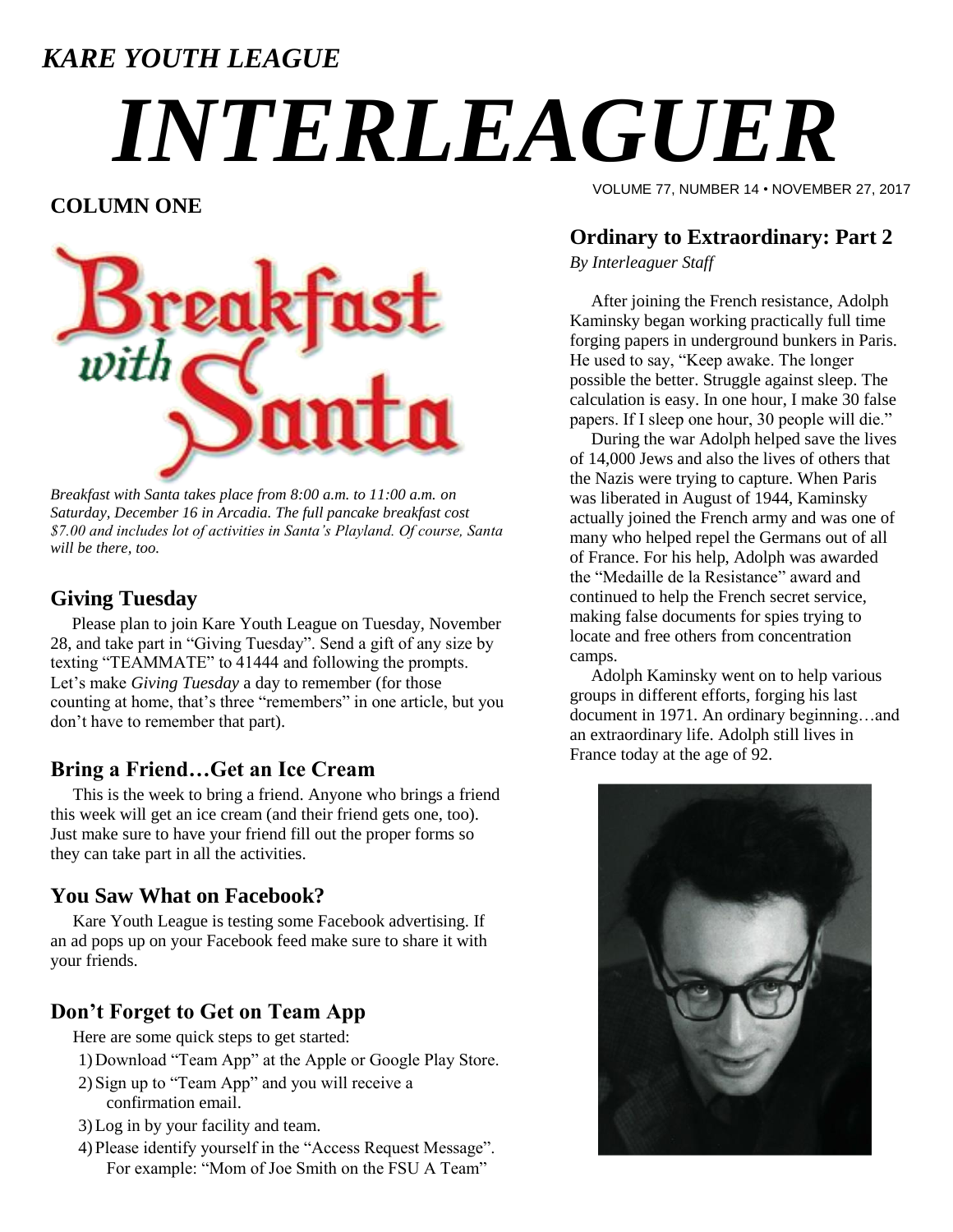*KARE YOUTH LEAGUE*

# *INTERLEAGUER*

VOLUME 77, NUMBER 14 • NOVEMBER 27, 2017

**COLUMN ONE**

*Breakfast with Santa takes place from 8:00 a.m. to 11:00 a.m. on Saturday, December 16 in Arcadia. The full pancake breakfast cost $7.00 and includes lot of activities in Santa's Playland. Of course, Santa will be there, too.*

## Giving Tuesday

Please plan to join Kare Youth League on Tuesday, November 28, and take part in "Giving Tuesday". Send a gift of any size by texting "TEAMMATE" to 41444 and following the prompts. Let's make *Giving Tuesday* a day to remember (for those counting at home, that's three "remembers" in one article, but you don't have to remember that part).

## Bring a Friend…Get an Ice Cream

This is the week to bring a friend. Anyone who brings a friend this week will get an ice cream (and their friend gets one, too). Just make sure to have your friend fill out the proper forms so they can take part in all the activities.

## You Saw What on Facebook?

Kare Youth League is testing some Facebook advertising. If an ad pops up on your Facebook feed make sure to share it with your friends.

## Don't Forget to Get on Team App

Here are some quick steps to get started:

1) Download "Team App" at the Apple or Google Play Store.
2) Sign up to "Team App" and you will receive a confirmation email.
3) Log in by your facility and team.
4) Please identify yourself in the "Access Request Message". For example: "Mom of Joe Smith on the FSU A Team"

## Ordinary to Extraordinary: Part 2

*By Interleaguer Staff*

After joining the French resistance, Adolph Kaminsky began working practically full time forging papers in underground bunkers in Paris. He used to say, "Keep awake. The longer possible the better. Struggle against sleep. The calculation is easy. In one hour, I make 30 false papers. If I sleep one hour, 30 people will die."

During the war Adolph helped save the lives of 14,000 Jews and also the lives of others that the Nazis were trying to capture. When Paris was liberated in August of 1944, Kaminsky actually joined the French army and was one of many who helped repel the Germans out of all of France. For his help, Adolph was awarded the "Medaille de la Resistance" award and continued to help the French secret service, making false documents for spies trying to locate and free others from concentration camps.

Adolph Kaminsky went on to help various groups in different efforts, forging his last document in 1971. An ordinary beginning…and an extraordinary life. Adolph still lives in France today at the age of 92.